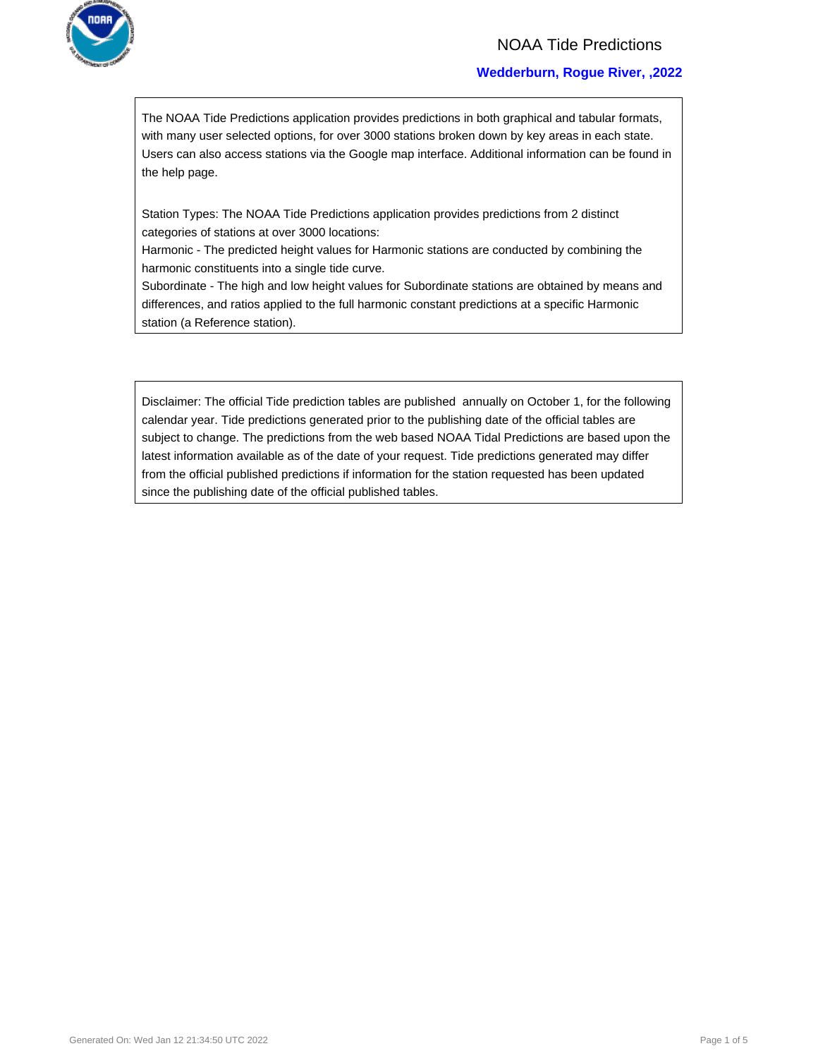# NOAA Tide Predictions

## Wedderburn, Rogue River, ,2022

The NOAA Tide Predictions application provides predictions in both graphical and tabular formats, with many user selected options, for over 3000 stations broken down by key areas in each state. Users can also access stations via the Google map interface. Additional information can be found in the help page.

Station Types: The NOAA Tide Predictions application provides predictions from 2 distinct categories of stations at over 3000 locations:
Harmonic - The predicted height values for Harmonic stations are conducted by combining the harmonic constituents into a single tide curve.
Subordinate - The high and low height values for Subordinate stations are obtained by means and differences, and ratios applied to the full harmonic constant predictions at a specific Harmonic station (a Reference station).

Disclaimer: The official Tide prediction tables are published annually on October 1, for the following calendar year. Tide predictions generated prior to the publishing date of the official tables are subject to change. The predictions from the web based NOAA Tidal Predictions are based upon the latest information available as of the date of your request. Tide predictions generated may differ from the official published predictions if information for the station requested has been updated since the publishing date of the official published tables.

Generated On: Wed Jan 12 21:34:50 UTC 2022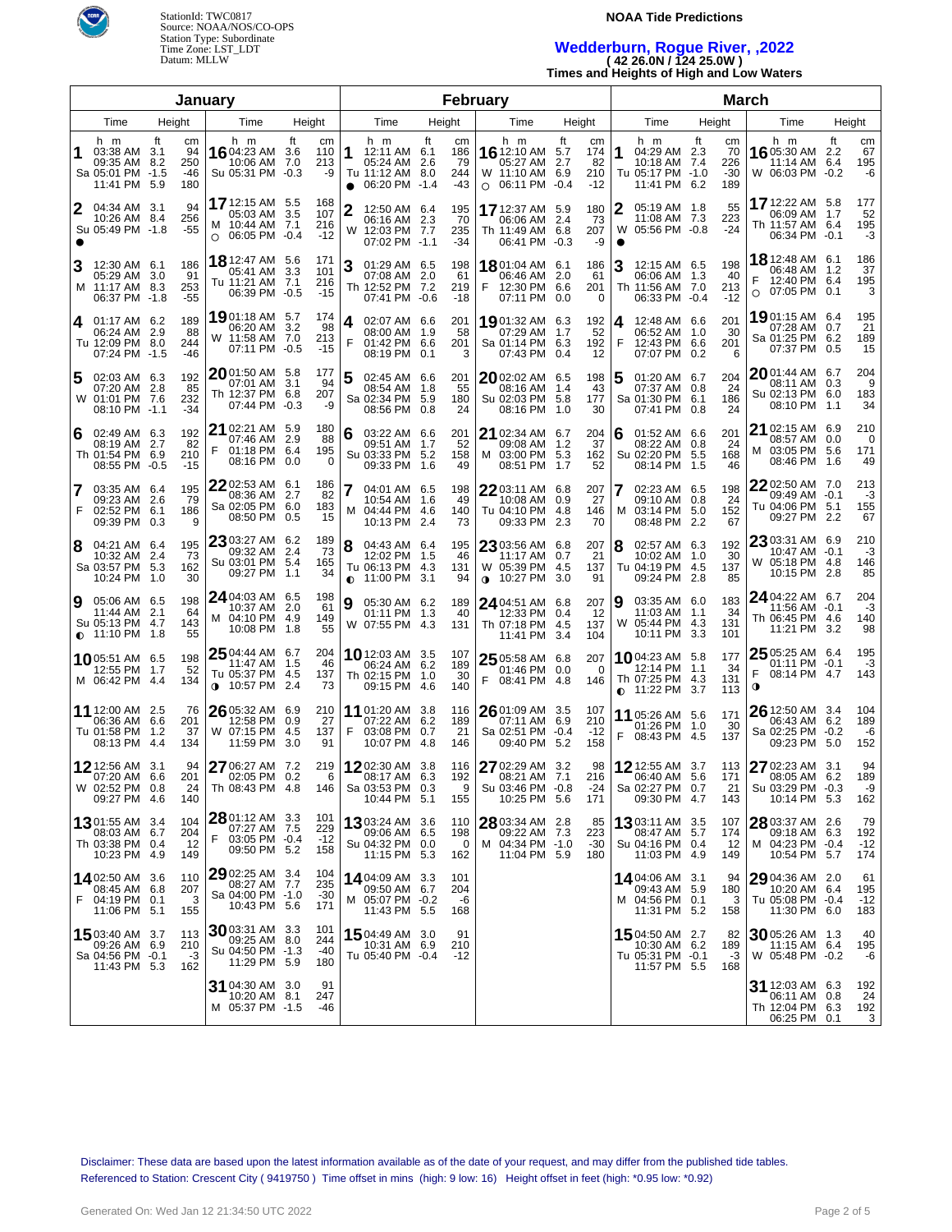StationId: TWC0817
Source: NOAA/NOS/CO-OPS
Station Type: Subordinate
Time Zone: LST_LDT
Datum: MLLW

**NOAA Tide Predictions**

# Wedderburn, Rogue River, ,2022

**( 42 26.0N / 124 25.0W )**

**Times and Heights of High and Low Waters**

## January

| Day | Time (h m) | Height (ft) | Height (cm) |
|---|---|---|---|
| 1 Sa | 03:38 AM | 3.1 | 94 |
| | 09:35 AM | 8.2 | 250 |
| | 05:01 PM | -1.5 | -46 |
| | 11:41 PM | 5.9 | 180 |
| 2 Su ● | 04:34 AM | 3.1 | 94 |
| | 10:26 AM | 8.4 | 256 |
| | 05:49 PM | -1.8 | -55 |
| 3 M | 12:30 AM | 6.1 | 186 |
| | 05:29 AM | 3.0 | 91 |
| | 11:17 AM | 8.3 | 253 |
| | 06:37 PM | -1.8 | -55 |
| 4 Tu | 01:17 AM | 6.2 | 189 |
| | 06:24 AM | 2.9 | 88 |
| | 12:09 PM | 8.0 | 244 |
| | 07:24 PM | -1.5 | -46 |
| 5 W | 02:03 AM | 6.3 | 192 |
| | 07:20 AM | 2.8 | 85 |
| | 01:01 PM | 7.6 | 232 |
| | 08:10 PM | -1.1 | -34 |
| 6 Th | 02:49 AM | 6.3 | 192 |
| | 08:19 AM | 2.7 | 82 |
| | 01:54 PM | 6.9 | 210 |
| | 08:55 PM | -0.5 | -15 |
| 7 F | 03:35 AM | 6.4 | 195 |
| | 09:23 AM | 2.6 | 79 |
| | 02:52 PM | 6.1 | 186 |
| | 09:39 PM | 0.3 | 9 |
| 8 Sa | 04:21 AM | 6.4 | 195 |
| | 10:32 AM | 2.4 | 73 |
| | 03:57 PM | 5.3 | 162 |
| | 10:24 PM | 1.0 | 30 |
| 9 Su ◐ | 05:06 AM | 6.5 | 198 |
| | 11:44 AM | 2.1 | 64 |
| | 05:13 PM | 4.7 | 143 |
| | 11:10 PM | 1.8 | 55 |
| 10 M | 05:51 AM | 6.5 | 198 |
| | 12:55 PM | 1.7 | 52 |
| | 06:42 PM | 4.4 | 134 |
| 11 Tu | 12:00 AM | 2.5 | 76 |
| | 06:36 AM | 6.6 | 201 |
| | 01:58 PM | 1.2 | 37 |
| | 08:13 PM | 4.4 | 134 |
| 12 W | 12:56 AM | 3.1 | 94 |
| | 07:20 AM | 6.6 | 201 |
| | 02:52 PM | 0.8 | 24 |
| | 09:27 PM | 4.6 | 140 |
| 13 Th | 01:55 AM | 3.4 | 104 |
| | 08:03 AM | 6.7 | 204 |
| | 03:38 PM | 0.4 | 12 |
| | 10:23 PM | 4.9 | 149 |
| 14 F | 02:50 AM | 3.6 | 110 |
| | 08:45 AM | 6.8 | 207 |
| | 04:19 PM | 0.1 | 3 |
| | 11:06 PM | 5.1 | 155 |
| 15 Sa | 03:40 AM | 3.7 | 113 |
| | 09:26 AM | 6.9 | 210 |
| | 04:56 PM | -0.1 | -3 |
| | 11:43 PM | 5.3 | 162 |
| 16 Su | 04:23 AM | 3.6 | 110 |
| | 10:06 AM | 7.0 | 213 |
| | 05:31 PM | -0.3 | -9 |
| 17 M ○ | 12:15 AM | 5.5 | 168 |
| | 05:03 AM | 3.5 | 107 |
| | 10:44 AM | 7.1 | 216 |
| | 06:05 PM | -0.4 | -12 |
| 18 Tu | 12:47 AM | 5.6 | 171 |
| | 05:41 AM | 3.3 | 101 |
| | 11:21 AM | 7.1 | 216 |
| | 06:39 PM | -0.5 | -15 |
| 19 W | 01:18 AM | 5.7 | 174 |
| | 06:20 AM | 3.2 | 98 |
| | 11:58 AM | 7.0 | 213 |
| | 07:11 PM | -0.5 | -15 |
| 20 Th | 01:50 AM | 5.8 | 177 |
| | 07:01 AM | 3.1 | 94 |
| | 12:37 PM | 6.8 | 207 |
| | 07:44 PM | -0.3 | -9 |
| 21 F | 02:21 AM | 5.9 | 180 |
| | 07:46 AM | 2.9 | 88 |
| | 01:18 PM | 6.4 | 195 |
| | 08:16 PM | 0.0 | 0 |
| 22 Sa | 02:53 AM | 6.1 | 186 |
| | 08:36 AM | 2.7 | 82 |
| | 02:05 PM | 6.0 | 183 |
| | 08:50 PM | 0.5 | 15 |
| 23 Su | 03:27 AM | 6.2 | 189 |
| | 09:32 AM | 2.4 | 73 |
| | 03:01 PM | 5.4 | 165 |
| | 09:27 PM | 1.1 | 34 |
| 24 M | 04:03 AM | 6.5 | 198 |
| | 10:37 AM | 2.0 | 61 |
| | 04:10 PM | 4.9 | 149 |
| | 10:08 PM | 1.8 | 55 |
| 25 Tu ◑ | 04:44 AM | 6.7 | 204 |
| | 11:47 AM | 1.5 | 46 |
| | 05:37 PM | 4.5 | 137 |
| | 10:57 PM | 2.4 | 73 |
| 26 W | 05:32 AM | 6.9 | 210 |
| | 12:58 PM | 0.9 | 27 |
| | 07:15 PM | 4.5 | 137 |
| | 11:59 PM | 3.0 | 91 |
| 27 Th | 06:27 AM | 7.2 | 219 |
| | 02:05 PM | 0.2 | 6 |
| | 08:43 PM | 4.8 | 146 |
| 28 F | 01:12 AM | 3.3 | 101 |
| | 07:27 AM | 7.5 | 229 |
| | 03:05 PM | -0.4 | -12 |
| | 09:50 PM | 5.2 | 158 |
| 29 Sa | 02:25 AM | 3.4 | 104 |
| | 08:27 AM | 7.7 | 235 |
| | 04:00 PM | -1.0 | -30 |
| | 10:43 PM | 5.6 | 171 |
| 30 Su | 03:31 AM | 3.3 | 101 |
| | 09:25 AM | 8.0 | 244 |
| | 04:50 PM | -1.3 | -40 |
| | 11:29 PM | 5.9 | 180 |
| 31 M | 04:30 AM | 3.0 | 91 |
| | 10:20 AM | 8.1 | 247 |
| | 05:37 PM | -1.5 | -46 |

## February

| Day | Time (h m) | Height (ft) | Height (cm) |
|---|---|---|---|
| 1 Tu ● | 12:11 AM | 6.1 | 186 |
| | 05:24 AM | 2.6 | 79 |
| | 11:12 AM | 8.0 | 244 |
| | 06:20 PM | -1.4 | -43 |
| 2 W | 12:50 AM | 6.4 | 195 |
| | 06:16 AM | 2.3 | 70 |
| | 12:03 PM | 7.7 | 235 |
| | 07:02 PM | -1.1 | -34 |
| 3 Th | 01:29 AM | 6.5 | 198 |
| | 07:08 AM | 2.0 | 61 |
| | 12:52 PM | 7.2 | 219 |
| | 07:41 PM | -0.6 | -18 |
| 4 F | 02:07 AM | 6.6 | 201 |
| | 08:00 AM | 1.9 | 58 |
| | 01:42 PM | 6.6 | 201 |
| | 08:19 PM | 0.1 | 3 |
| 5 Sa | 02:45 AM | 6.6 | 201 |
| | 08:54 AM | 1.8 | 55 |
| | 02:34 PM | 5.9 | 180 |
| | 08:56 PM | 0.8 | 24 |
| 6 Su | 03:22 AM | 6.6 | 201 |
| | 09:51 AM | 1.7 | 52 |
| | 03:33 PM | 5.2 | 158 |
| | 09:33 PM | 1.6 | 49 |
| 7 M | 04:01 AM | 6.5 | 198 |
| | 10:54 AM | 1.6 | 49 |
| | 04:44 PM | 4.6 | 140 |
| | 10:13 PM | 2.4 | 73 |
| 8 Tu ◐ | 04:43 AM | 6.4 | 195 |
| | 12:02 PM | 1.5 | 46 |
| | 06:13 PM | 4.3 | 131 |
| | 11:00 PM | 3.1 | 94 |
| 9 W | 05:30 AM | 6.2 | 189 |
| | 01:11 PM | 1.3 | 40 |
| | 07:55 PM | 4.3 | 131 |
| 10 Th | 12:03 AM | 3.5 | 107 |
| | 06:24 AM | 6.2 | 189 |
| | 02:15 PM | 1.0 | 30 |
| | 09:15 PM | 4.6 | 140 |
| 11 F | 01:20 AM | 3.8 | 116 |
| | 07:22 AM | 6.2 | 189 |
| | 03:08 PM | 0.7 | 21 |
| | 10:07 PM | 4.8 | 146 |
| 12 Sa | 02:30 AM | 3.8 | 116 |
| | 08:17 AM | 6.3 | 192 |
| | 03:53 PM | 0.3 | 9 |
| | 10:44 PM | 5.1 | 155 |
| 13 Su | 03:24 AM | 3.6 | 110 |
| | 09:06 AM | 6.5 | 198 |
| | 04:32 PM | 0.0 | 0 |
| | 11:15 PM | 5.3 | 162 |
| 14 M | 04:09 AM | 3.3 | 101 |
| | 09:50 AM | 6.7 | 204 |
| | 05:07 PM | -0.2 | -6 |
| | 11:43 PM | 5.5 | 168 |
| 15 Tu | 04:49 AM | 3.0 | 91 |
| | 10:31 AM | 6.9 | 210 |
| | 05:40 PM | -0.4 | -12 |
| 16 W ○ | 12:10 AM | 5.7 | 174 |
| | 05:27 AM | 2.7 | 82 |
| | 11:10 AM | 6.9 | 210 |
| | 06:11 PM | -0.4 | -12 |
| 17 Th | 12:37 AM | 5.9 | 180 |
| | 06:06 AM | 2.4 | 73 |
| | 11:49 AM | 6.8 | 207 |
| | 06:41 PM | -0.3 | -9 |
| 18 F | 01:04 AM | 6.1 | 186 |
| | 06:46 AM | 2.0 | 61 |
| | 12:30 PM | 6.6 | 201 |
| | 07:11 PM | 0.0 | 0 |
| 19 Sa | 01:32 AM | 6.3 | 192 |
| | 07:29 AM | 1.7 | 52 |
| | 01:14 PM | 6.3 | 192 |
| | 07:43 PM | 0.4 | 12 |
| 20 Su | 02:02 AM | 6.5 | 198 |
| | 08:16 AM | 1.4 | 43 |
| | 02:03 PM | 5.8 | 177 |
| | 08:16 PM | 1.0 | 30 |
| 21 M | 02:34 AM | 6.7 | 204 |
| | 09:08 AM | 1.2 | 37 |
| | 03:00 PM | 5.3 | 162 |
| | 08:51 PM | 1.7 | 52 |
| 22 Tu | 03:11 AM | 6.8 | 207 |
| | 10:08 AM | 0.9 | 27 |
| | 04:10 PM | 4.8 | 146 |
| | 09:33 PM | 2.3 | 70 |
| 23 W ◑ | 03:56 AM | 6.8 | 207 |
| | 11:17 AM | 0.7 | 21 |
| | 05:39 PM | 4.5 | 137 |
| | 10:27 PM | 3.0 | 91 |
| 24 Th | 04:51 AM | 6.8 | 207 |
| | 12:33 PM | 0.4 | 12 |
| | 07:18 PM | 4.5 | 137 |
| | 11:41 PM | 3.4 | 104 |
| 25 F | 05:58 AM | 6.8 | 207 |
| | 01:46 PM | 0.0 | 0 |
| | 08:41 PM | 4.8 | 146 |
| 26 Sa | 01:09 AM | 3.5 | 107 |
| | 07:11 AM | 6.9 | 210 |
| | 02:51 PM | -0.4 | -12 |
| | 09:40 PM | 5.2 | 158 |
| 27 Su | 02:29 AM | 3.2 | 98 |
| | 08:21 AM | 7.1 | 216 |
| | 03:46 PM | -0.8 | -24 |
| | 10:25 PM | 5.6 | 171 |
| 28 M | 03:34 AM | 2.8 | 85 |
| | 09:22 AM | 7.3 | 223 |
| | 04:34 PM | -1.0 | -30 |
| | 11:04 PM | 5.9 | 180 |

## March

| Day | Time (h m) | Height (ft) | Height (cm) |
|---|---|---|---|
| 1 Tu | 04:29 AM | 2.3 | 70 |
| | 10:18 AM | 7.4 | 226 |
| | 05:17 PM | -1.0 | -30 |
| | 11:41 PM | 6.2 | 189 |
| 2 W ● | 05:19 AM | 1.8 | 55 |
| | 11:08 AM | 7.3 | 223 |
| | 05:56 PM | -0.8 | -24 |
| 3 Th | 12:15 AM | 6.5 | 198 |
| | 06:06 AM | 1.3 | 40 |
| | 11:56 AM | 7.0 | 213 |
| | 06:33 PM | -0.4 | -12 |
| 4 F | 12:48 AM | 6.6 | 201 |
| | 06:52 AM | 1.0 | 30 |
| | 12:43 PM | 6.6 | 201 |
| | 07:07 PM | 0.2 | 6 |
| 5 Sa | 01:20 AM | 6.7 | 204 |
| | 07:37 AM | 0.8 | 24 |
| | 01:30 PM | 6.1 | 186 |
| | 07:41 PM | 0.8 | 24 |
| 6 Su | 01:52 AM | 6.6 | 201 |
| | 08:22 AM | 0.8 | 24 |
| | 02:20 PM | 5.5 | 168 |
| | 08:14 PM | 1.5 | 46 |
| 7 M | 02:23 AM | 6.5 | 198 |
| | 09:10 AM | 0.8 | 24 |
| | 03:14 PM | 5.0 | 152 |
| | 08:48 PM | 2.2 | 67 |
| 8 Tu | 02:57 AM | 6.3 | 192 |
| | 10:02 AM | 1.0 | 30 |
| | 04:19 PM | 4.5 | 137 |
| | 09:24 PM | 2.8 | 85 |
| 9 W | 03:35 AM | 6.0 | 183 |
| | 11:03 AM | 1.1 | 34 |
| | 05:44 PM | 4.3 | 131 |
| | 10:11 PM | 3.3 | 101 |
| 10 Th ◐ | 04:23 AM | 5.8 | 177 |
| | 12:14 PM | 1.1 | 34 |
| | 07:25 PM | 4.3 | 131 |
| | 11:22 PM | 3.7 | 113 |
| 11 F | 05:26 AM | 5.6 | 171 |
| | 01:26 PM | 1.0 | 30 |
| | 08:43 PM | 4.5 | 137 |
| 12 Sa | 12:55 AM | 3.7 | 113 |
| | 06:40 AM | 5.6 | 171 |
| | 02:27 PM | 0.7 | 21 |
| | 09:30 PM | 4.7 | 143 |
| 13 Su | 03:11 AM | 3.5 | 107 |
| | 08:47 AM | 5.7 | 174 |
| | 04:16 PM | 0.4 | 12 |
| | 11:03 PM | 4.9 | 149 |
| 14 M | 04:06 AM | 3.1 | 94 |
| | 09:43 AM | 5.9 | 180 |
| | 04:56 PM | 0.1 | 3 |
| | 11:31 PM | 5.2 | 158 |
| 15 Tu | 04:50 AM | 2.7 | 82 |
| | 10:30 AM | 6.2 | 189 |
| | 05:31 PM | -0.1 | -3 |
| | 11:57 PM | 5.5 | 168 |
| 16 W | 05:30 AM | 2.2 | 67 |
| | 11:14 AM | 6.4 | 195 |
| | 06:03 PM | -0.2 | -6 |
| 17 Th | 12:22 AM | 5.8 | 177 |
| | 06:09 AM | 1.7 | 52 |
| | 11:57 AM | 6.4 | 195 |
| | 06:34 PM | -0.1 | -3 |
| 18 F ○ | 12:48 AM | 6.1 | 186 |
| | 06:48 AM | 1.2 | 37 |
| | 12:40 PM | 6.4 | 195 |
| | 07:05 PM | 0.1 | 3 |
| 19 Sa | 01:15 AM | 6.4 | 195 |
| | 07:28 AM | 0.7 | 21 |
| | 01:25 PM | 6.2 | 189 |
| | 07:37 PM | 0.5 | 15 |
| 20 Su | 01:44 AM | 6.7 | 204 |
| | 08:11 AM | 0.3 | 9 |
| | 02:13 PM | 6.0 | 183 |
| | 08:10 PM | 1.1 | 34 |
| 21 M | 02:15 AM | 6.9 | 210 |
| | 08:57 AM | 0.0 | 0 |
| | 03:05 PM | 5.6 | 171 |
| | 08:46 PM | 1.6 | 49 |
| 22 Tu | 02:50 AM | 7.0 | 213 |
| | 09:49 AM | -0.1 | -3 |
| | 04:06 PM | 5.1 | 155 |
| | 09:27 PM | 2.2 | 67 |
| 23 W | 03:31 AM | 6.9 | 210 |
| | 10:47 AM | -0.1 | -3 |
| | 05:18 PM | 4.8 | 146 |
| | 10:15 PM | 2.8 | 85 |
| 24 Th | 04:22 AM | 6.7 | 204 |
| | 11:56 AM | -0.1 | -3 |
| | 06:45 PM | 4.6 | 140 |
| | 11:21 PM | 3.2 | 98 |
| 25 F ◑ | 05:25 AM | 6.4 | 195 |
| | 01:11 PM | -0.1 | -3 |
| | 08:14 PM | 4.7 | 143 |
| 26 Sa | 12:50 AM | 3.4 | 104 |
| | 06:43 AM | 6.2 | 189 |
| | 02:25 PM | -0.2 | -6 |
| | 09:23 PM | 5.0 | 152 |
| 27 Su | 02:23 AM | 3.1 | 94 |
| | 08:05 AM | 6.2 | 189 |
| | 03:29 PM | -0.3 | -9 |
| | 10:14 PM | 5.3 | 162 |
| 28 M | 03:37 AM | 2.6 | 79 |
| | 09:18 AM | 6.3 | 192 |
| | 04:23 PM | -0.4 | -12 |
| | 10:54 PM | 5.7 | 174 |
| 29 Tu | 04:36 AM | 2.0 | 61 |
| | 10:20 AM | 6.4 | 195 |
| | 05:08 PM | -0.4 | -12 |
| | 11:30 PM | 6.0 | 183 |
| 30 W | 05:26 AM | 1.3 | 40 |
| | 11:15 AM | 6.4 | 195 |
| | 05:48 PM | -0.2 | -6 |
| 31 Th | 12:03 AM | 6.3 | 192 |
| | 06:11 AM | 0.8 | 24 |
| | 12:04 PM | 6.3 | 192 |
| | 06:25 PM | 0.1 | 3 |

Disclaimer: These data are based upon the latest information available as of the date of your request, and may differ from the published tide tables.
Referenced to Station: Crescent City ( 9419750 ) Time offset in mins (high: 9 low: 16) Height offset in feet (high: *0.95 low: *0.92)

Generated On: Wed Jan 12 21:34:50 UTC 2022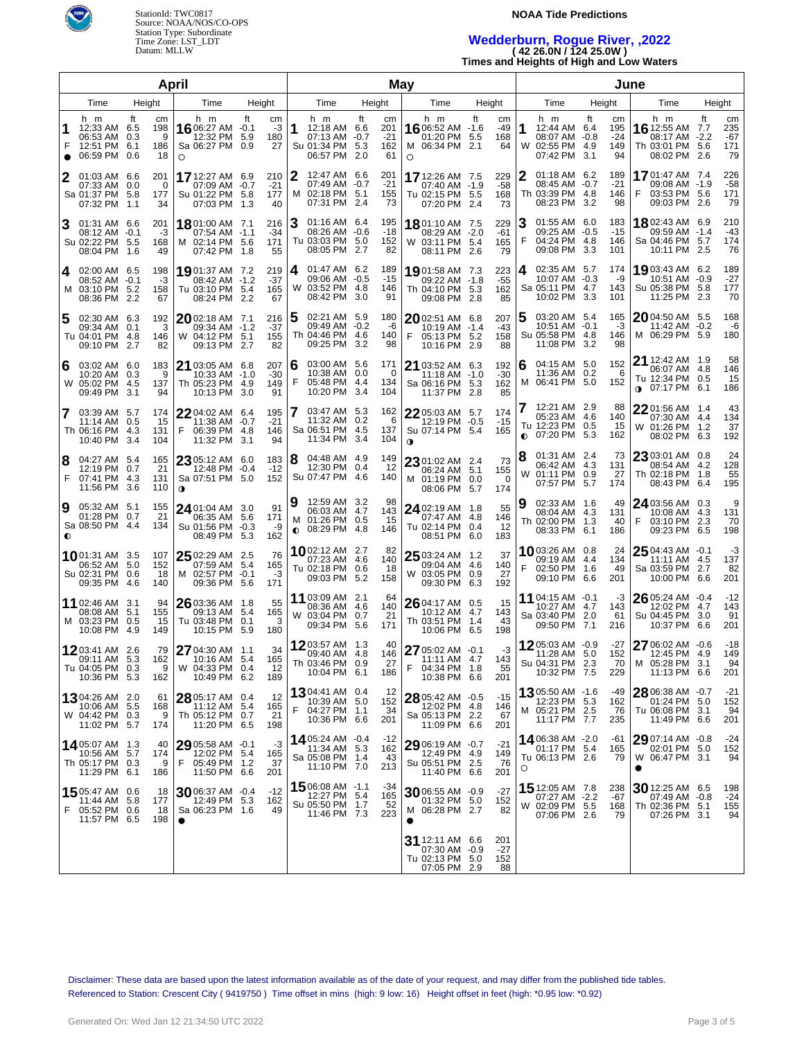StationId: TWC0817
Source: NOAA/NOS/CO-OPS
Station Type: Subordinate
Time Zone: LST_LDT
Datum: MLLW

**NOAA Tide Predictions**

## Wedderburn, Rogue River, ,2022

**( 42 26.0N / 124 25.0W )**

**Times and Heights of High and Low Waters**

### April

| Day | Time | Height (ft) | Height (cm) |
|---|---|---|---|
| 1 F ● | 12:33 AM | 6.5 | 198 |
| | 06:53 AM | 0.3 | 9 |
| | 12:51 PM | 6.1 | 186 |
| | 06:59 PM | 0.6 | 18 |
| 2 Sa | 01:03 AM | 6.6 | 201 |
| | 07:33 AM | 0.0 | 0 |
| | 01:37 PM | 5.8 | 177 |
| | 07:32 PM | 1.1 | 34 |
| 3 Su | 01:31 AM | 6.6 | 201 |
| | 08:12 AM | -0.1 | -3 |
| | 02:22 PM | 5.5 | 168 |
| | 08:04 PM | 1.6 | 49 |
| 4 M | 02:00 AM | 6.5 | 198 |
| | 08:52 AM | -0.1 | -3 |
| | 03:10 PM | 5.2 | 158 |
| | 08:36 PM | 2.2 | 67 |
| 5 Tu | 02:30 AM | 6.3 | 192 |
| | 09:34 AM | 0.1 | 3 |
| | 04:01 PM | 4.8 | 146 |
| | 09:10 PM | 2.7 | 82 |
| 6 W | 03:02 AM | 6.0 | 183 |
| | 10:20 AM | 0.3 | 9 |
| | 05:02 PM | 4.5 | 137 |
| | 09:49 PM | 3.1 | 94 |
| 7 Th | 03:39 AM | 5.7 | 174 |
| | 11:14 AM | 0.5 | 15 |
| | 06:16 PM | 4.3 | 131 |
| | 10:40 PM | 3.4 | 104 |
| 8 F | 04:27 AM | 5.4 | 165 |
| | 12:19 PM | 0.7 | 21 |
| | 07:41 PM | 4.3 | 131 |
| | 11:56 PM | 3.6 | 110 |
| 9 Sa ◐ | 05:32 AM | 5.1 | 155 |
| | 01:28 PM | 0.7 | 21 |
| | 08:50 PM | 4.4 | 134 |
| 10 Su | 01:31 AM | 3.5 | 107 |
| | 06:52 AM | 5.0 | 152 |
| | 02:31 PM | 0.6 | 18 |
| | 09:35 PM | 4.6 | 140 |
| 11 M | 02:46 AM | 3.1 | 94 |
| | 08:08 AM | 5.1 | 155 |
| | 03:23 PM | 0.5 | 15 |
| | 10:08 PM | 4.9 | 149 |
| 12 Tu | 03:41 AM | 2.6 | 79 |
| | 09:11 AM | 5.3 | 162 |
| | 04:05 PM | 0.3 | 9 |
| | 10:36 PM | 5.3 | 162 |
| 13 W | 04:26 AM | 2.0 | 61 |
| | 10:06 AM | 5.5 | 168 |
| | 04:42 PM | 0.3 | 9 |
| | 11:02 PM | 5.7 | 174 |
| 14 Th | 05:07 AM | 1.3 | 40 |
| | 10:56 AM | 5.7 | 174 |
| | 05:17 PM | 0.3 | 9 |
| | 11:29 PM | 6.1 | 186 |
| 15 F | 05:47 AM | 0.6 | 18 |
| | 11:44 AM | 5.8 | 177 |
| | 05:52 PM | 0.6 | 18 |
| | 11:57 PM | 6.5 | 198 |
| 16 Sa ○ | 06:27 AM | -0.1 | -3 |
| | 12:32 PM | 5.9 | 180 |
| | 06:27 PM | 0.9 | 27 |
| 17 Su | 12:27 AM | 6.9 | 210 |
| | 07:09 AM | -0.7 | -21 |
| | 01:22 PM | 5.8 | 177 |
| | 07:03 PM | 1.3 | 40 |
| 18 M | 01:00 AM | 7.1 | 216 |
| | 07:54 AM | -1.1 | -34 |
| | 02:14 PM | 5.6 | 171 |
| | 07:42 PM | 1.8 | 55 |
| 19 Tu | 01:37 AM | 7.2 | 219 |
| | 08:42 AM | -1.2 | -37 |
| | 03:10 PM | 5.4 | 165 |
| | 08:24 PM | 2.2 | 67 |
| 20 W | 02:18 AM | 7.1 | 216 |
| | 09:34 AM | -1.2 | -37 |
| | 04:12 PM | 5.1 | 155 |
| | 09:13 PM | 2.7 | 82 |
| 21 Th | 03:05 AM | 6.8 | 207 |
| | 10:33 AM | -1.0 | -30 |
| | 05:23 PM | 4.9 | 149 |
| | 10:13 PM | 3.0 | 91 |
| 22 F | 04:02 AM | 6.4 | 195 |
| | 11:38 AM | -0.7 | -21 |
| | 06:39 PM | 4.8 | 146 |
| | 11:32 PM | 3.1 | 94 |
| 23 Sa ◑ | 05:12 AM | 6.0 | 183 |
| | 12:48 PM | -0.4 | -12 |
| | 07:51 PM | 5.0 | 152 |
| 24 Su | 01:04 AM | 3.0 | 91 |
| | 06:35 AM | 5.6 | 171 |
| | 01:56 PM | -0.3 | -9 |
| | 08:49 PM | 5.3 | 162 |
| 25 M | 02:29 AM | 2.5 | 76 |
| | 07:59 AM | 5.4 | 165 |
| | 02:57 PM | -0.1 | -3 |
| | 09:36 PM | 5.6 | 171 |
| 26 Tu | 03:36 AM | 1.8 | 55 |
| | 09:13 AM | 5.4 | 165 |
| | 03:48 PM | 0.1 | 3 |
| | 10:15 PM | 5.9 | 180 |
| 27 W | 04:30 AM | 1.1 | 34 |
| | 10:16 AM | 5.4 | 165 |
| | 04:33 PM | 0.4 | 12 |
| | 10:49 PM | 6.2 | 189 |
| 28 Th | 05:17 AM | 0.4 | 12 |
| | 11:12 AM | 5.4 | 165 |
| | 05:12 PM | 0.7 | 21 |
| | 11:20 PM | 6.5 | 198 |
| 29 F | 05:58 AM | -0.1 | -3 |
| | 12:02 PM | 5.4 | 165 |
| | 05:49 PM | 1.2 | 37 |
| | 11:50 PM | 6.6 | 201 |
| 30 Sa ● | 06:37 AM | -0.4 | -12 |
| | 12:49 PM | 5.3 | 162 |
| | 06:23 PM | 1.6 | 49 |

### May

| Day | Time | Height (ft) | Height (cm) |
|---|---|---|---|
| 1 Su | 12:18 AM | 6.6 | 201 |
| | 07:13 AM | -0.7 | -21 |
| | 01:34 PM | 5.3 | 162 |
| | 06:57 PM | 2.0 | 61 |
| 2 M | 12:47 AM | 6.6 | 201 |
| | 07:49 AM | -0.7 | -21 |
| | 02:18 PM | 5.1 | 155 |
| | 07:31 PM | 2.4 | 73 |
| 3 Tu | 01:16 AM | 6.4 | 195 |
| | 08:26 AM | -0.6 | -18 |
| | 03:03 PM | 5.0 | 152 |
| | 08:05 PM | 2.7 | 82 |
| 4 W | 01:47 AM | 6.2 | 189 |
| | 09:06 AM | -0.5 | -15 |
| | 03:52 PM | 4.8 | 146 |
| | 08:42 PM | 3.0 | 91 |
| 5 Th | 02:21 AM | 5.9 | 180 |
| | 09:49 AM | -0.2 | -6 |
| | 04:46 PM | 4.6 | 140 |
| | 09:25 PM | 3.2 | 98 |
| 6 F | 03:00 AM | 5.6 | 171 |
| | 10:38 AM | 0.0 | 0 |
| | 05:48 PM | 4.4 | 134 |
| | 10:20 PM | 3.4 | 104 |
| 7 Sa | 03:47 AM | 5.3 | 162 |
| | 11:32 AM | 0.2 | 6 |
| | 06:51 PM | 4.5 | 137 |
| | 11:34 PM | 3.4 | 104 |
| 8 Su | 04:48 AM | 4.9 | 149 |
| | 12:30 PM | 0.4 | 12 |
| | 07:47 PM | 4.6 | 140 |
| 9 M ◐ | 12:59 AM | 3.2 | 98 |
| | 06:03 AM | 4.7 | 143 |
| | 01:26 PM | 0.5 | 15 |
| | 08:29 PM | 4.8 | 146 |
| 10 Tu | 02:12 AM | 2.7 | 82 |
| | 07:23 AM | 4.6 | 140 |
| | 02:18 PM | 0.6 | 18 |
| | 09:03 PM | 5.2 | 158 |
| 11 W | 03:09 AM | 2.1 | 64 |
| | 08:36 AM | 4.6 | 140 |
| | 03:04 PM | 0.7 | 21 |
| | 09:34 PM | 5.6 | 171 |
| 12 Th | 03:57 AM | 1.3 | 40 |
| | 09:40 AM | 4.8 | 146 |
| | 03:46 PM | 0.9 | 27 |
| | 10:04 PM | 6.1 | 186 |
| 13 F | 04:41 AM | 0.4 | 12 |
| | 10:39 AM | 5.0 | 152 |
| | 04:27 PM | 1.1 | 34 |
| | 10:36 PM | 6.6 | 201 |
| 14 Sa | 05:24 AM | -0.4 | -12 |
| | 11:34 AM | 5.3 | 162 |
| | 05:08 PM | 1.4 | 43 |
| | 11:10 PM | 7.0 | 213 |
| 15 Su | 06:08 AM | -1.1 | -34 |
| | 12:27 PM | 5.4 | 165 |
| | 05:50 PM | 1.7 | 52 |
| | 11:46 PM | 7.3 | 223 |
| 16 M ○ | 06:52 AM | -1.6 | -49 |
| | 01:20 PM | 5.5 | 168 |
| | 06:34 PM | 2.1 | 64 |
| 17 Tu | 12:26 AM | 7.5 | 229 |
| | 07:40 AM | -1.9 | -58 |
| | 02:15 PM | 5.5 | 168 |
| | 07:20 PM | 2.4 | 73 |
| 18 W | 01:10 AM | 7.5 | 229 |
| | 08:29 AM | -2.0 | -61 |
| | 03:11 PM | 5.4 | 165 |
| | 08:11 PM | 2.6 | 79 |
| 19 Th | 01:58 AM | 7.3 | 223 |
| | 09:22 AM | -1.8 | -55 |
| | 04:10 PM | 5.3 | 162 |
| | 09:08 PM | 2.8 | 85 |
| 20 F | 02:51 AM | 6.8 | 207 |
| | 10:19 AM | -1.4 | -43 |
| | 05:13 PM | 5.2 | 158 |
| | 10:16 PM | 2.9 | 88 |
| 21 Sa | 03:52 AM | 6.3 | 192 |
| | 11:18 AM | -1.0 | -30 |
| | 06:16 PM | 5.3 | 162 |
| | 11:37 PM | 2.8 | 85 |
| 22 Su ◑ | 05:03 AM | 5.7 | 174 |
| | 12:19 PM | -0.5 | -15 |
| | 07:14 PM | 5.4 | 165 |
| 23 M | 01:02 AM | 2.4 | 73 |
| | 06:24 AM | 5.1 | 155 |
| | 01:19 PM | 0.0 | 0 |
| | 08:06 PM | 5.7 | 174 |
| 24 Tu | 02:19 AM | 1.8 | 55 |
| | 07:47 AM | 4.8 | 146 |
| | 02:14 PM | 0.4 | 12 |
| | 08:51 PM | 6.0 | 183 |
| 25 W | 03:24 AM | 1.2 | 37 |
| | 09:04 AM | 4.6 | 140 |
| | 03:05 PM | 0.9 | 27 |
| | 09:30 PM | 6.3 | 192 |
| 26 Th | 04:17 AM | 0.5 | 15 |
| | 10:12 AM | 4.7 | 143 |
| | 03:51 PM | 1.4 | 43 |
| | 10:06 PM | 6.5 | 198 |
| 27 F | 05:02 AM | -0.1 | -3 |
| | 11:11 AM | 4.7 | 143 |
| | 04:34 PM | 1.8 | 55 |
| | 10:38 PM | 6.6 | 201 |
| 28 Sa | 05:42 AM | -0.5 | -15 |
| | 12:02 PM | 4.8 | 146 |
| | 05:13 PM | 2.2 | 67 |
| | 11:09 PM | 6.6 | 201 |
| 29 Su | 06:19 AM | -0.7 | -21 |
| | 12:49 PM | 4.9 | 149 |
| | 05:51 PM | 2.5 | 76 |
| | 11:40 PM | 6.6 | 201 |
| 30 M ● | 06:55 AM | -0.9 | -27 |
| | 01:32 PM | 5.0 | 152 |
| | 06:28 PM | 2.7 | 82 |
| 31 Tu | 12:11 AM | 6.6 | 201 |
| | 07:30 AM | -0.9 | -27 |
| | 02:13 PM | 5.0 | 152 |
| | 07:05 PM | 2.9 | 88 |

### June

| Day | Time | Height (ft) | Height (cm) |
|---|---|---|---|
| 1 W | 12:44 AM | 6.4 | 195 |
| | 08:07 AM | -0.8 | -24 |
| | 02:55 PM | 4.9 | 149 |
| | 07:42 PM | 3.1 | 94 |
| 2 Th | 01:18 AM | 6.2 | 189 |
| | 08:45 AM | -0.7 | -21 |
| | 03:39 PM | 4.8 | 146 |
| | 08:23 PM | 3.2 | 98 |
| 3 F | 01:55 AM | 6.0 | 183 |
| | 09:25 AM | -0.5 | -15 |
| | 04:24 PM | 4.8 | 146 |
| | 09:08 PM | 3.3 | 101 |
| 4 Sa | 02:35 AM | 5.7 | 174 |
| | 10:07 AM | -0.3 | -9 |
| | 05:11 PM | 4.7 | 143 |
| | 10:02 PM | 3.3 | 101 |
| 5 Su | 03:20 AM | 5.4 | 165 |
| | 10:51 AM | -0.1 | -3 |
| | 05:58 PM | 4.8 | 146 |
| | 11:08 PM | 3.2 | 98 |
| 6 M | 04:15 AM | 5.0 | 152 |
| | 11:36 AM | 0.2 | 6 |
| | 06:41 PM | 5.0 | 152 |
| 7 Tu ◐ | 12:21 AM | 2.9 | 88 |
| | 05:23 AM | 4.6 | 140 |
| | 12:23 PM | 0.5 | 15 |
| | 07:20 PM | 5.3 | 162 |
| 8 W | 01:31 AM | 2.4 | 73 |
| | 06:42 AM | 4.3 | 131 |
| | 01:11 PM | 0.9 | 27 |
| | 07:57 PM | 5.7 | 174 |
| 9 Th | 02:33 AM | 1.6 | 49 |
| | 08:04 AM | 4.3 | 131 |
| | 02:00 PM | 1.3 | 40 |
| | 08:33 PM | 6.1 | 186 |
| 10 F | 03:26 AM | 0.8 | 24 |
| | 09:19 AM | 4.4 | 134 |
| | 02:50 PM | 1.6 | 49 |
| | 09:10 PM | 6.6 | 201 |
| 11 Sa | 04:15 AM | -0.1 | -3 |
| | 10:27 AM | 4.7 | 143 |
| | 03:40 PM | 2.0 | 61 |
| | 09:50 PM | 7.1 | 216 |
| 12 Su | 05:03 AM | -0.9 | -27 |
| | 11:28 AM | 5.0 | 152 |
| | 04:31 PM | 2.3 | 70 |
| | 10:32 PM | 7.5 | 229 |
| 13 M | 05:50 AM | -1.6 | -49 |
| | 12:23 PM | 5.3 | 162 |
| | 05:21 PM | 2.5 | 76 |
| | 11:17 PM | 7.7 | 235 |
| 14 Tu ○ | 06:38 AM | -2.0 | -61 |
| | 01:17 PM | 5.4 | 165 |
| | 06:13 PM | 2.6 | 79 |
| 15 W | 12:05 AM | 7.8 | 238 |
| | 07:27 AM | -2.2 | -67 |
| | 02:09 PM | 5.5 | 168 |
| | 07:06 PM | 2.6 | 79 |
| 16 Th | 12:55 AM | 7.7 | 235 |
| | 08:17 AM | -2.2 | -67 |
| | 03:01 PM | 5.6 | 171 |
| | 08:02 PM | 2.6 | 79 |
| 17 F | 01:47 AM | 7.4 | 226 |
| | 09:08 AM | -1.9 | -58 |
| | 03:53 PM | 5.6 | 171 |
| | 09:03 PM | 2.6 | 79 |
| 18 Sa | 02:43 AM | 6.9 | 210 |
| | 09:59 AM | -1.4 | -43 |
| | 04:46 PM | 5.7 | 174 |
| | 10:11 PM | 2.5 | 76 |
| 19 Su | 03:43 AM | 6.2 | 189 |
| | 10:51 AM | -0.9 | -27 |
| | 05:38 PM | 5.8 | 177 |
| | 11:25 PM | 2.3 | 70 |
| 20 M | 04:50 AM | 5.5 | 168 |
| | 11:42 AM | -0.2 | -6 |
| | 06:29 PM | 5.9 | 180 |
| 21 Tu ◑ | 12:42 AM | 1.9 | 58 |
| | 06:07 AM | 4.8 | 146 |
| | 12:34 PM | 0.5 | 15 |
| | 07:17 PM | 6.1 | 186 |
| 22 W | 01:56 AM | 1.4 | 43 |
| | 07:30 AM | 4.4 | 134 |
| | 01:26 PM | 1.2 | 37 |
| | 08:02 PM | 6.3 | 192 |
| 23 Th | 03:01 AM | 0.8 | 24 |
| | 08:54 AM | 4.2 | 128 |
| | 02:18 PM | 1.8 | 55 |
| | 08:43 PM | 6.4 | 195 |
| 24 F | 03:56 AM | 0.3 | 9 |
| | 10:08 AM | 4.3 | 131 |
| | 03:10 PM | 2.3 | 70 |
| | 09:23 PM | 6.5 | 198 |
| 25 Sa | 04:43 AM | -0.1 | -3 |
| | 11:11 AM | 4.5 | 137 |
| | 03:59 PM | 2.7 | 82 |
| | 10:00 PM | 6.6 | 201 |
| 26 Su | 05:24 AM | -0.4 | -12 |
| | 12:02 PM | 4.7 | 143 |
| | 04:45 PM | 3.0 | 91 |
| | 10:37 PM | 6.6 | 201 |
| 27 M | 06:02 AM | -0.6 | -18 |
| | 12:45 PM | 4.9 | 149 |
| | 05:28 PM | 3.1 | 94 |
| | 11:13 PM | 6.6 | 201 |
| 28 Tu | 06:38 AM | -0.7 | -21 |
| | 01:24 PM | 5.0 | 152 |
| | 06:08 PM | 3.1 | 94 |
| | 11:49 PM | 6.6 | 201 |
| 29 W ● | 07:14 AM | -0.8 | -24 |
| | 02:01 PM | 5.0 | 152 |
| | 06:47 PM | 3.1 | 94 |
| 30 Th | 12:25 AM | 6.5 | 198 |
| | 07:49 AM | -0.8 | -24 |
| | 02:36 PM | 5.1 | 155 |
| | 07:26 PM | 3.1 | 94 |

Disclaimer: These data are based upon the latest information available as of the date of your request, and may differ from the published tide tables.
Referenced to Station: Crescent City ( 9419750 ) Time offset in mins (high: 9 low: 16) Height offset in feet (high: *0.95 low: *0.92)

Generated On: Wed Jan 12 21:34:50 UTC 2022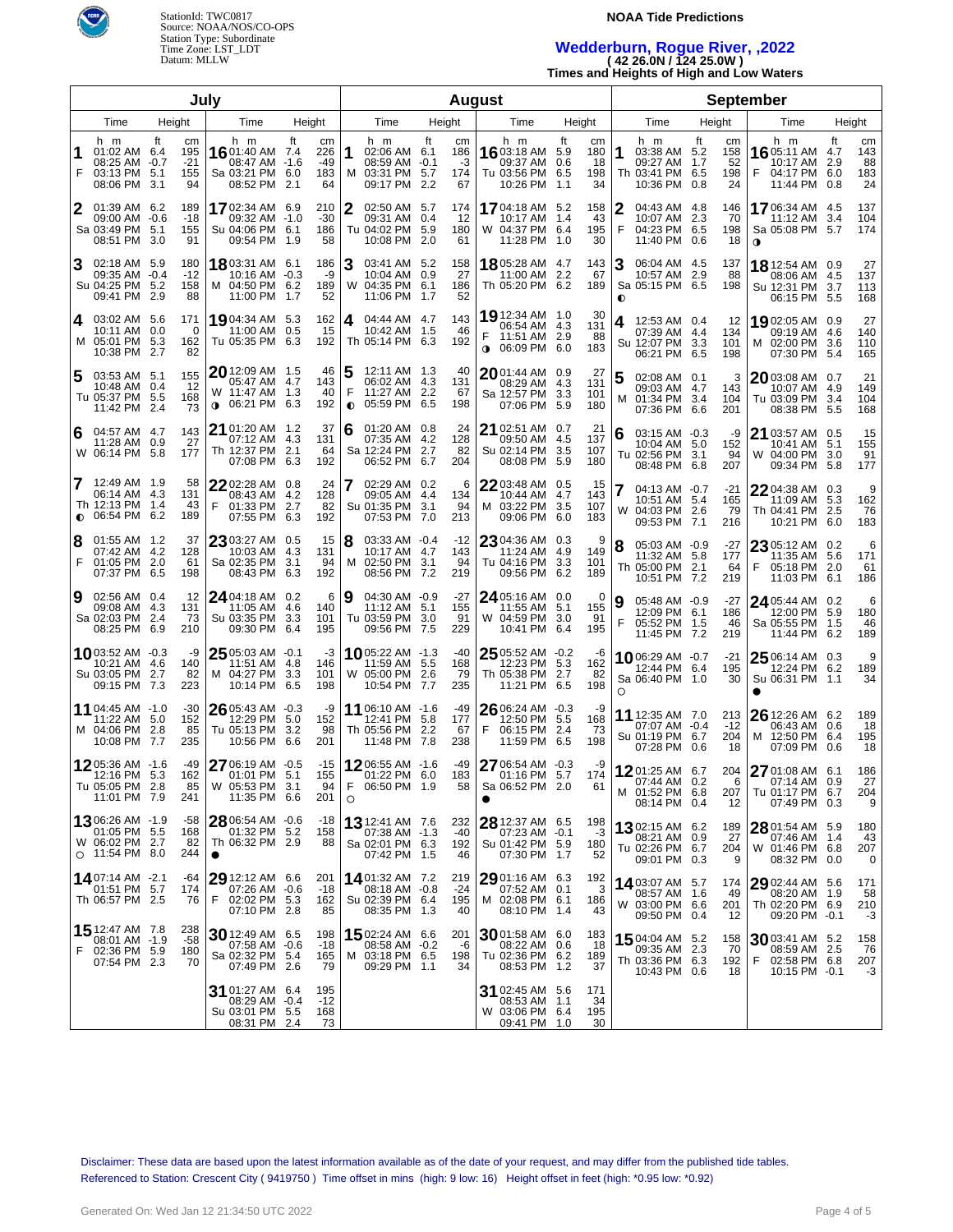StationId: TWC0817
Source: NOAA/NOS/CO-OPS
Station Type: Subordinate
Time Zone: LST_LDT
Datum: MLLW

**NOAA Tide Predictions**

## Wedderburn, Rogue River, ,2022

**( 42 26.0N / 124 25.0W )**

**Times and Heights of High and Low Waters**

### July

| Day | Time | ft | cm |
|---|---|---|---|
| 1 F | 01:02 AM | 6.4 | 195 |
| | 08:25 AM | -0.7 | -21 |
| | 03:13 PM | 5.1 | 155 |
| | 08:06 PM | 3.1 | 94 |
| 2 Sa | 01:39 AM | 6.2 | 189 |
| | 09:00 AM | -0.6 | -18 |
| | 03:49 PM | 5.1 | 155 |
| | 08:51 PM | 3.0 | 91 |
| 3 Su | 02:18 AM | 5.9 | 180 |
| | 09:35 AM | -0.4 | -12 |
| | 04:25 PM | 5.2 | 158 |
| | 09:41 PM | 2.9 | 88 |
| 4 M | 03:02 AM | 5.6 | 171 |
| | 10:11 AM | 0.0 | 0 |
| | 05:01 PM | 5.3 | 162 |
| | 10:38 PM | 2.7 | 82 |
| 5 Tu | 03:53 AM | 5.1 | 155 |
| | 10:48 AM | 0.4 | 12 |
| | 05:37 PM | 5.5 | 168 |
| | 11:42 PM | 2.4 | 73 |
| 6 W | 04:57 AM | 4.7 | 143 |
| | 11:28 AM | 0.9 | 27 |
| | 06:14 PM | 5.8 | 177 |
| 7 Th ◐ | 12:49 AM | 1.9 | 58 |
| | 06:14 AM | 4.3 | 131 |
| | 12:13 PM | 1.4 | 43 |
| | 06:54 PM | 6.2 | 189 |
| 8 F | 01:55 AM | 1.2 | 37 |
| | 07:42 AM | 4.2 | 128 |
| | 01:05 PM | 2.0 | 61 |
| | 07:37 PM | 6.5 | 198 |
| 9 Sa | 02:56 AM | 0.4 | 12 |
| | 09:08 AM | 4.3 | 131 |
| | 02:03 PM | 2.4 | 73 |
| | 08:25 PM | 6.9 | 210 |
| 10 Su | 03:52 AM | -0.3 | -9 |
| | 10:21 AM | 4.6 | 140 |
| | 03:05 PM | 2.7 | 82 |
| | 09:15 PM | 7.3 | 223 |
| 11 M | 04:45 AM | -1.0 | -30 |
| | 11:22 AM | 5.0 | 152 |
| | 04:06 PM | 2.8 | 85 |
| | 10:08 PM | 7.7 | 235 |
| 12 Tu | 05:36 AM | -1.6 | -49 |
| | 12:16 PM | 5.3 | 162 |
| | 05:05 PM | 2.8 | 85 |
| | 11:01 PM | 7.9 | 241 |
| 13 W ○ | 06:26 AM | -1.9 | -58 |
| | 01:05 PM | 5.5 | 168 |
| | 06:02 PM | 2.7 | 82 |
| | 11:54 PM | 8.0 | 244 |
| 14 Th | 07:14 AM | -2.1 | -64 |
| | 01:51 PM | 5.7 | 174 |
| | 06:57 PM | 2.5 | 76 |
| 15 F | 12:47 AM | 7.8 | 238 |
| | 08:01 AM | -1.9 | -58 |
| | 02:36 PM | 5.9 | 180 |
| | 07:54 PM | 2.3 | 70 |
| 16 Sa | 01:40 AM | 7.4 | 226 |
| | 08:47 AM | -1.6 | -49 |
| | 03:21 PM | 6.0 | 183 |
| | 08:52 PM | 2.1 | 64 |
| 17 Su | 02:34 AM | 6.9 | 210 |
| | 09:32 AM | -1.0 | -30 |
| | 04:06 PM | 6.1 | 186 |
| | 09:54 PM | 1.9 | 58 |
| 18 M | 03:31 AM | 6.1 | 186 |
| | 10:16 AM | -0.3 | -9 |
| | 04:50 PM | 6.2 | 189 |
| | 11:00 PM | 1.7 | 52 |
| 19 Tu | 04:34 AM | 5.3 | 162 |
| | 11:00 AM | 0.5 | 15 |
| | 05:35 PM | 6.3 | 192 |
| 20 W ◑ | 12:09 AM | 1.5 | 46 |
| | 05:47 AM | 4.7 | 143 |
| | 11:47 AM | 1.3 | 40 |
| | 06:21 PM | 6.3 | 192 |
| 21 Th | 01:20 AM | 1.2 | 37 |
| | 07:12 AM | 4.3 | 131 |
| | 12:37 PM | 2.1 | 64 |
| | 07:08 PM | 6.3 | 192 |
| 22 F | 02:28 AM | 0.8 | 24 |
| | 08:43 AM | 4.2 | 128 |
| | 01:33 PM | 2.7 | 82 |
| | 07:55 PM | 6.3 | 192 |
| 23 Sa | 03:27 AM | 0.5 | 15 |
| | 10:03 AM | 4.3 | 131 |
| | 02:35 PM | 3.1 | 94 |
| | 08:43 PM | 6.3 | 192 |
| 24 Su | 04:18 AM | 0.2 | 6 |
| | 11:05 AM | 4.6 | 140 |
| | 03:35 PM | 3.3 | 101 |
| | 09:30 PM | 6.4 | 195 |
| 25 M | 05:03 AM | -0.1 | -3 |
| | 11:51 AM | 4.8 | 146 |
| | 04:27 PM | 3.3 | 101 |
| | 10:14 PM | 6.5 | 198 |
| 26 Tu | 05:43 AM | -0.3 | -9 |
| | 12:29 PM | 5.0 | 152 |
| | 05:13 PM | 3.2 | 98 |
| | 10:56 PM | 6.6 | 201 |
| 27 W | 06:19 AM | -0.5 | -15 |
| | 01:01 PM | 5.1 | 155 |
| | 05:53 PM | 3.1 | 94 |
| | 11:35 PM | 6.6 | 201 |
| 28 Th ● | 06:54 AM | -0.6 | -18 |
| | 01:32 PM | 5.2 | 158 |
| | 06:32 PM | 2.9 | 88 |
| 29 F | 12:12 AM | 6.6 | 201 |
| | 07:26 AM | -0.6 | -18 |
| | 02:02 PM | 5.3 | 162 |
| | 07:10 PM | 2.8 | 85 |
| 30 Sa | 12:49 AM | 6.5 | 198 |
| | 07:58 AM | -0.6 | -18 |
| | 02:32 PM | 5.4 | 165 |
| | 07:49 PM | 2.6 | 79 |
| 31 Su | 01:27 AM | 6.4 | 195 |
| | 08:29 AM | -0.4 | -12 |
| | 03:01 PM | 5.5 | 168 |
| | 08:31 PM | 2.4 | 73 |

### August

| Day | Time | ft | cm |
|---|---|---|---|
| 1 M | 02:06 AM | 6.1 | 186 |
| | 08:59 AM | -0.1 | -3 |
| | 03:31 PM | 5.7 | 174 |
| | 09:17 PM | 2.2 | 67 |
| 2 Tu | 02:50 AM | 5.7 | 174 |
| | 09:31 AM | 0.4 | 12 |
| | 04:02 PM | 5.9 | 180 |
| | 10:08 PM | 2.0 | 61 |
| 3 W | 03:41 AM | 5.2 | 158 |
| | 10:04 AM | 0.9 | 27 |
| | 04:35 PM | 6.1 | 186 |
| | 11:06 PM | 1.7 | 52 |
| 4 Th | 04:44 AM | 4.7 | 143 |
| | 10:42 AM | 1.5 | 46 |
| | 05:14 PM | 6.3 | 192 |
| 5 F ◐ | 12:11 AM | 1.3 | 40 |
| | 06:02 AM | 4.3 | 131 |
| | 11:27 AM | 2.2 | 67 |
| | 05:59 PM | 6.5 | 198 |
| 6 Sa | 01:20 AM | 0.8 | 24 |
| | 07:35 AM | 4.2 | 128 |
| | 12:24 PM | 2.7 | 82 |
| | 06:52 PM | 6.7 | 204 |
| 7 Su | 02:29 AM | 0.2 | 6 |
| | 09:05 AM | 4.4 | 134 |
| | 01:35 PM | 3.1 | 94 |
| | 07:53 PM | 7.0 | 213 |
| 8 M | 03:33 AM | -0.4 | -12 |
| | 10:17 AM | 4.7 | 143 |
| | 02:50 PM | 3.1 | 94 |
| | 08:56 PM | 7.2 | 219 |
| 9 Tu | 04:30 AM | -0.9 | -27 |
| | 11:12 AM | 5.1 | 155 |
| | 03:59 PM | 3.0 | 91 |
| | 09:56 PM | 7.5 | 229 |
| 10 W | 05:22 AM | -1.3 | -40 |
| | 11:59 AM | 5.5 | 168 |
| | 05:00 PM | 2.6 | 79 |
| | 10:54 PM | 7.7 | 235 |
| 11 Th | 06:10 AM | -1.6 | -49 |
| | 12:41 PM | 5.8 | 177 |
| | 05:56 PM | 2.2 | 67 |
| | 11:48 PM | 7.8 | 238 |
| 12 F ○ | 06:55 AM | -1.6 | -49 |
| | 01:22 PM | 6.0 | 183 |
| | 06:50 PM | 1.9 | 58 |
| 13 Sa | 12:41 AM | 7.6 | 232 |
| | 07:38 AM | -1.3 | -40 |
| | 02:01 PM | 6.3 | 192 |
| | 07:42 PM | 1.5 | 46 |
| 14 Su | 01:32 AM | 7.2 | 219 |
| | 08:18 AM | -0.8 | -24 |
| | 02:39 PM | 6.4 | 195 |
| | 08:35 PM | 1.3 | 40 |
| 15 M | 02:24 AM | 6.6 | 201 |
| | 08:58 AM | -0.2 | -6 |
| | 03:18 PM | 6.5 | 198 |
| | 09:29 PM | 1.1 | 34 |
| 16 Tu | 03:18 AM | 5.9 | 180 |
| | 09:37 AM | 0.6 | 18 |
| | 03:56 PM | 6.5 | 198 |
| | 10:26 PM | 1.1 | 34 |
| 17 W | 04:18 AM | 5.2 | 158 |
| | 10:17 AM | 1.4 | 43 |
| | 04:37 PM | 6.4 | 195 |
| | 11:28 PM | 1.0 | 30 |
| 18 Th | 05:28 AM | 4.7 | 143 |
| | 11:00 AM | 2.2 | 67 |
| | 05:20 PM | 6.2 | 189 |
| 19 F ◑ | 12:34 AM | 1.0 | 30 |
| | 06:54 AM | 4.3 | 131 |
| | 11:51 AM | 2.9 | 88 |
| | 06:09 PM | 6.0 | 183 |
| 20 Sa | 01:44 AM | 0.9 | 27 |
| | 08:29 AM | 4.3 | 131 |
| | 12:57 PM | 3.3 | 101 |
| | 07:06 PM | 5.9 | 180 |
| 21 Su | 02:51 AM | 0.7 | 21 |
| | 09:50 AM | 4.5 | 137 |
| | 02:14 PM | 3.5 | 107 |
| | 08:08 PM | 5.9 | 180 |
| 22 M | 03:48 AM | 0.5 | 15 |
| | 10:44 AM | 4.7 | 143 |
| | 03:22 PM | 3.5 | 107 |
| | 09:06 PM | 6.0 | 183 |
| 23 Tu | 04:36 AM | 0.3 | 9 |
| | 11:24 AM | 4.9 | 149 |
| | 04:16 PM | 3.3 | 101 |
| | 09:56 PM | 6.2 | 189 |
| 24 W | 05:16 AM | 0.0 | 0 |
| | 11:55 AM | 5.1 | 155 |
| | 04:59 PM | 3.0 | 91 |
| | 10:41 PM | 6.4 | 195 |
| 25 Th | 05:52 AM | -0.2 | -6 |
| | 12:23 PM | 5.3 | 162 |
| | 05:38 PM | 2.7 | 82 |
| | 11:21 PM | 6.5 | 198 |
| 26 F | 06:24 AM | -0.3 | -9 |
| | 12:50 PM | 5.5 | 168 |
| | 06:15 PM | 2.4 | 73 |
| | 11:59 PM | 6.5 | 198 |
| 27 Sa ● | 06:54 AM | -0.3 | -9 |
| | 01:16 PM | 5.7 | 174 |
| | 06:52 PM | 2.0 | 61 |
| 28 Su | 12:37 AM | 6.5 | 198 |
| | 07:23 AM | -0.1 | -3 |
| | 01:42 PM | 5.9 | 180 |
| | 07:30 PM | 1.7 | 52 |
| 29 M | 01:16 AM | 6.3 | 192 |
| | 07:52 AM | 0.1 | 3 |
| | 02:08 PM | 6.1 | 186 |
| | 08:10 PM | 1.4 | 43 |
| 30 Tu | 01:58 AM | 6.0 | 183 |
| | 08:22 AM | 0.6 | 18 |
| | 02:36 PM | 6.2 | 189 |
| | 08:53 PM | 1.2 | 37 |
| 31 W | 02:45 AM | 5.6 | 171 |
| | 08:53 AM | 1.1 | 34 |
| | 03:06 PM | 6.4 | 195 |
| | 09:41 PM | 1.0 | 30 |

### September

| Day | Time | ft | cm |
|---|---|---|---|
| 1 Th | 03:38 AM | 5.2 | 158 |
| | 09:27 AM | 1.7 | 52 |
| | 03:41 PM | 6.5 | 198 |
| | 10:36 PM | 0.8 | 24 |
| 2 F | 04:43 AM | 4.8 | 146 |
| | 10:07 AM | 2.3 | 70 |
| | 04:23 PM | 6.5 | 198 |
| | 11:40 PM | 0.6 | 18 |
| 3 Sa ◐ | 06:04 AM | 4.5 | 137 |
| | 10:57 AM | 2.9 | 88 |
| | 05:15 PM | 6.5 | 198 |
| 4 Su | 12:53 AM | 0.4 | 12 |
| | 07:39 AM | 4.4 | 134 |
| | 12:07 PM | 3.3 | 101 |
| | 06:21 PM | 6.5 | 198 |
| 5 M | 02:08 AM | 0.1 | 3 |
| | 09:03 AM | 4.7 | 143 |
| | 01:34 PM | 3.4 | 104 |
| | 07:36 PM | 6.6 | 201 |
| 6 Tu | 03:15 AM | -0.3 | -9 |
| | 10:04 AM | 5.0 | 152 |
| | 02:56 PM | 3.1 | 94 |
| | 08:48 PM | 6.8 | 207 |
| 7 W | 04:13 AM | -0.7 | -21 |
| | 10:51 AM | 5.4 | 165 |
| | 04:03 PM | 2.6 | 79 |
| | 09:53 PM | 7.1 | 216 |
| 8 Th | 05:03 AM | -0.9 | -27 |
| | 11:32 AM | 5.8 | 177 |
| | 05:00 PM | 2.1 | 64 |
| | 10:51 PM | 7.2 | 219 |
| 9 F | 05:48 AM | -0.9 | -27 |
| | 12:09 PM | 6.1 | 186 |
| | 05:52 PM | 1.5 | 46 |
| | 11:45 PM | 7.2 | 219 |
| 10 Sa ○ | 06:29 AM | -0.7 | -21 |
| | 12:44 PM | 6.4 | 195 |
| | 06:40 PM | 1.0 | 30 |
| 11 Su | 12:35 AM | 7.0 | 213 |
| | 07:07 AM | -0.4 | -12 |
| | 01:19 PM | 6.7 | 204 |
| | 07:28 PM | 0.6 | 18 |
| 12 M | 01:25 AM | 6.7 | 204 |
| | 07:44 AM | 0.2 | 6 |
| | 01:52 PM | 6.8 | 207 |
| | 08:14 PM | 0.4 | 12 |
| 13 Tu | 02:15 AM | 6.2 | 189 |
| | 08:21 AM | 0.9 | 27 |
| | 02:26 PM | 6.7 | 204 |
| | 09:01 PM | 0.3 | 9 |
| 14 W | 03:07 AM | 5.7 | 174 |
| | 08:57 AM | 1.6 | 49 |
| | 03:00 PM | 6.6 | 201 |
| | 09:50 PM | 0.4 | 12 |
| 15 Th | 04:04 AM | 5.2 | 158 |
| | 09:35 AM | 2.3 | 70 |
| | 03:36 PM | 6.3 | 192 |
| | 10:43 PM | 0.6 | 18 |
| 16 F | 05:11 AM | 4.7 | 143 |
| | 10:17 AM | 2.9 | 88 |
| | 04:17 PM | 6.0 | 183 |
| | 11:44 PM | 0.8 | 24 |
| 17 Sa ◑ | 06:34 AM | 4.5 | 137 |
| | 11:12 AM | 3.4 | 104 |
| | 05:08 PM | 5.7 | 174 |
| 18 Su | 12:54 AM | 0.9 | 27 |
| | 08:06 AM | 4.5 | 137 |
| | 12:31 PM | 3.7 | 113 |
| | 06:15 PM | 5.5 | 168 |
| 19 M | 02:05 AM | 0.9 | 27 |
| | 09:19 AM | 4.6 | 140 |
| | 02:00 PM | 3.6 | 110 |
| | 07:30 PM | 5.4 | 165 |
| 20 Tu | 03:08 AM | 0.7 | 21 |
| | 10:07 AM | 4.9 | 149 |
| | 03:09 PM | 3.4 | 104 |
| | 08:38 PM | 5.5 | 168 |
| 21 W | 03:57 AM | 0.5 | 15 |
| | 10:41 AM | 5.1 | 155 |
| | 04:00 PM | 3.0 | 91 |
| | 09:34 PM | 5.8 | 177 |
| 22 Th | 04:38 AM | 0.3 | 9 |
| | 11:09 AM | 5.3 | 162 |
| | 04:41 PM | 2.5 | 76 |
| | 10:21 PM | 6.0 | 183 |
| 23 F | 05:12 AM | 0.2 | 6 |
| | 11:35 AM | 5.6 | 171 |
| | 05:18 PM | 2.0 | 61 |
| | 11:03 PM | 6.1 | 186 |
| 24 Sa | 05:44 AM | 0.2 | 6 |
| | 12:00 PM | 5.9 | 180 |
| | 05:55 PM | 1.5 | 46 |
| | 11:44 PM | 6.2 | 189 |
| 25 Su ● | 06:14 AM | 0.3 | 9 |
| | 12:24 PM | 6.2 | 189 |
| | 06:31 PM | 1.1 | 34 |
| 26 M | 12:26 AM | 6.2 | 189 |
| | 06:43 AM | 0.6 | 18 |
| | 12:50 PM | 6.4 | 195 |
| | 07:09 PM | 0.6 | 18 |
| 27 Tu | 01:08 AM | 6.1 | 186 |
| | 07:14 AM | 0.9 | 27 |
| | 01:17 PM | 6.7 | 204 |
| | 07:49 PM | 0.3 | 9 |
| 28 W | 01:54 AM | 5.9 | 180 |
| | 07:46 AM | 1.4 | 43 |
| | 01:46 PM | 6.8 | 207 |
| | 08:32 PM | 0.0 | 0 |
| 29 Th | 02:44 AM | 5.6 | 171 |
| | 08:20 AM | 1.9 | 58 |
| | 02:20 PM | 6.9 | 210 |
| | 09:20 PM | -0.1 | -3 |
| 30 F | 03:41 AM | 5.2 | 158 |
| | 08:59 AM | 2.5 | 76 |
| | 02:58 PM | 6.8 | 207 |
| | 10:15 PM | -0.1 | -3 |

Disclaimer: These data are based upon the latest information available as of the date of your request, and may differ from the published tide tables.
Referenced to Station: Crescent City ( 9419750 ) Time offset in mins (high: 9 low: 16) Height offset in feet (high: *0.95 low: *0.92)

Generated On: Wed Jan 12 21:34:50 UTC 2022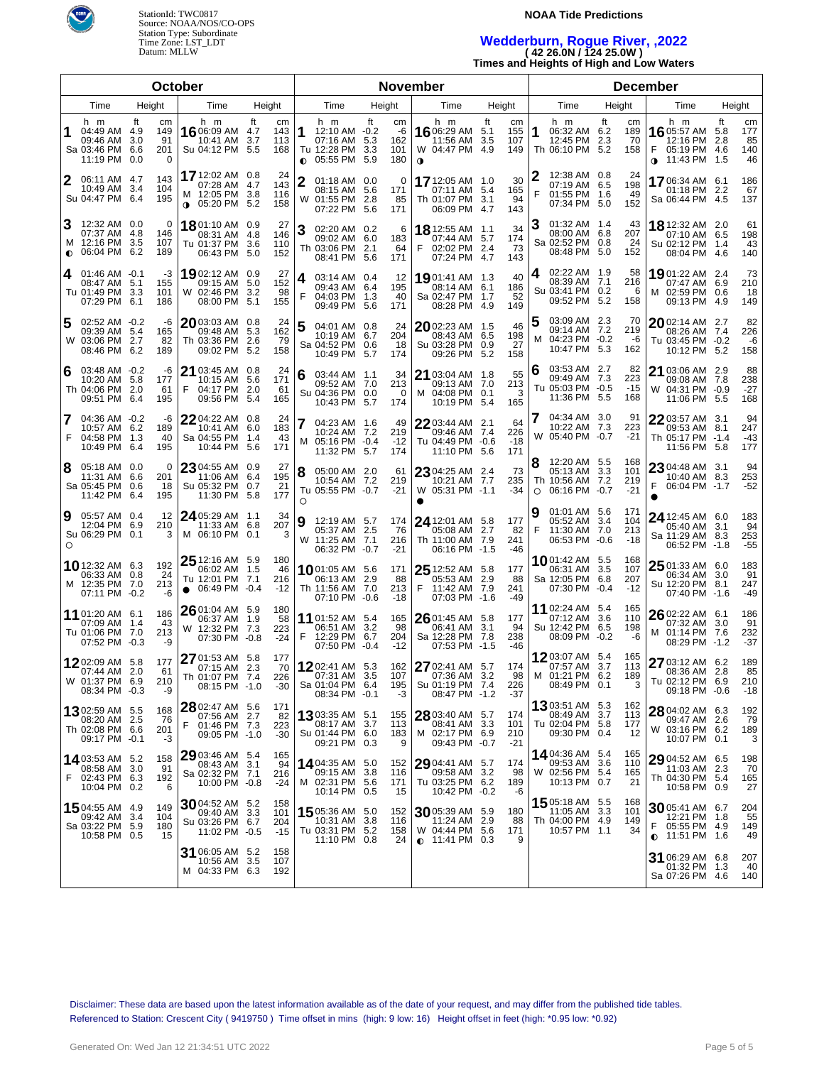StationId: TWC0817
Source: NOAA/NOS/CO-OPS
Station Type: Subordinate
Time Zone: LST_LDT
Datum: MLLW

**NOAA Tide Predictions**

# Wedderburn, Rogue River, ,2022

**( 42 26.0N / 124 25.0W )**

**Times and Heights of High and Low Waters**

## October

| Day | Time (h m) | Height (ft) | Height (cm) |
|---|---|---|---|
| 1 Sa | 04:49 AM<br>09:46 AM<br>03:46 PM<br>11:19 PM | 4.9<br>3.0<br>6.6<br>0.0 | 149<br>91<br>201<br>0 |
| 2 Su | 06:11 AM<br>10:49 AM<br>04:47 PM | 4.7<br>3.4<br>6.4 | 143<br>104<br>195 |
| 3 M ◐ | 12:32 AM<br>07:37 AM<br>12:16 PM<br>06:04 PM | 0.0<br>4.8<br>3.5<br>6.2 | 0<br>146<br>107<br>189 |
| 4 Tu | 01:46 AM<br>08:47 AM<br>01:49 PM<br>07:29 PM | -0.1<br>5.1<br>3.3<br>6.1 | -3<br>155<br>101<br>186 |
| 5 W | 02:52 AM<br>09:39 AM<br>03:06 PM<br>08:46 PM | -0.2<br>5.4<br>2.7<br>6.2 | -6<br>165<br>82<br>189 |
| 6 Th | 03:48 AM<br>10:20 AM<br>04:06 PM<br>09:51 PM | -0.2<br>5.8<br>2.0<br>6.4 | -6<br>177<br>61<br>195 |
| 7 F | 04:36 AM<br>10:57 AM<br>04:58 PM<br>10:49 PM | -0.2<br>6.2<br>1.3<br>6.4 | -6<br>189<br>40<br>195 |
| 8 Sa | 05:18 AM<br>11:31 AM<br>05:45 PM<br>11:42 PM | 0.0<br>6.6<br>0.6<br>6.4 | 0<br>201<br>18<br>195 |
| 9 Su ○ | 05:57 AM<br>12:04 PM<br>06:29 PM | 0.4<br>6.9<br>0.1 | 12<br>210<br>3 |
| 10 M | 12:32 AM<br>06:33 AM<br>12:35 PM<br>07:11 PM | 6.3<br>0.8<br>7.0<br>-0.2 | 192<br>24<br>213<br>-6 |
| 11 Tu | 01:20 AM<br>07:09 AM<br>01:06 PM<br>07:52 PM | 6.1<br>1.4<br>7.0<br>-0.3 | 186<br>43<br>213<br>-9 |
| 12 W | 02:09 AM<br>07:44 AM<br>01:37 PM<br>08:34 PM | 5.8<br>2.0<br>6.9<br>-0.3 | 177<br>61<br>210<br>-9 |
| 13 Th | 02:59 AM<br>08:20 AM<br>02:08 PM<br>09:17 PM | 5.5<br>2.5<br>6.6<br>-0.1 | 168<br>76<br>201<br>-3 |
| 14 F | 03:53 AM<br>08:58 AM<br>02:43 PM<br>10:04 PM | 5.2<br>3.0<br>6.3<br>0.2 | 158<br>91<br>192<br>6 |
| 15 Sa | 04:55 AM<br>09:42 AM<br>03:22 PM<br>10:58 PM | 4.9<br>3.4<br>5.9<br>0.5 | 149<br>104<br>180<br>15 |
| 16 Su | 06:09 AM<br>10:41 AM<br>04:12 PM | 4.7<br>3.7<br>5.5 | 143<br>113<br>168 |
| 17 M ◑ | 12:02 AM<br>07:28 AM<br>12:05 PM<br>05:20 PM | 0.8<br>4.7<br>3.8<br>5.2 | 24<br>143<br>116<br>158 |
| 18 Tu | 01:10 AM<br>08:31 AM<br>01:37 PM<br>06:43 PM | 0.9<br>4.8<br>3.6<br>5.0 | 27<br>146<br>110<br>152 |
| 19 W | 02:12 AM<br>09:15 AM<br>02:46 PM<br>08:00 PM | 0.9<br>5.0<br>3.2<br>5.1 | 27<br>152<br>98<br>155 |
| 20 Th | 03:03 AM<br>09:48 AM<br>03:36 PM<br>09:02 PM | 0.8<br>5.3<br>2.6<br>5.2 | 24<br>162<br>79<br>158 |
| 21 F | 03:45 AM<br>10:15 AM<br>04:17 PM<br>09:56 PM | 0.8<br>5.6<br>2.0<br>5.4 | 24<br>171<br>61<br>165 |
| 22 Sa | 04:22 AM<br>10:41 AM<br>04:55 PM<br>10:44 PM | 0.8<br>6.0<br>1.4<br>5.6 | 24<br>183<br>43<br>171 |
| 23 Su | 04:55 AM<br>11:06 AM<br>05:32 PM<br>11:30 PM | 0.9<br>6.4<br>0.7<br>5.8 | 27<br>195<br>21<br>177 |
| 24 M | 05:29 AM<br>11:33 AM<br>06:10 PM | 1.1<br>6.8<br>0.1 | 34<br>207<br>3 |
| 25 Tu ● | 12:16 AM<br>06:02 AM<br>12:01 PM<br>06:49 PM | 5.9<br>1.5<br>7.1<br>-0.4 | 180<br>46<br>216<br>-12 |
| 26 W | 01:04 AM<br>06:37 AM<br>12:32 PM<br>07:30 PM | 5.9<br>1.9<br>7.3<br>-0.8 | 180<br>58<br>223<br>-24 |
| 27 Th | 01:53 AM<br>07:15 AM<br>01:07 PM<br>08:15 PM | 5.8<br>2.3<br>7.4<br>-1.0 | 177<br>70<br>226<br>-30 |
| 28 F | 02:47 AM<br>07:56 AM<br>01:46 PM<br>09:05 PM | 5.6<br>2.7<br>7.3<br>-1.0 | 171<br>82<br>223<br>-30 |
| 29 Sa | 03:46 AM<br>08:43 AM<br>02:32 PM<br>10:00 PM | 5.4<br>3.1<br>7.1<br>-0.8 | 165<br>94<br>216<br>-24 |
| 30 Su | 04:52 AM<br>09:40 AM<br>03:26 PM<br>11:02 PM | 5.2<br>3.3<br>6.7<br>-0.5 | 158<br>101<br>204<br>-15 |
| 31 M | 06:05 AM<br>10:56 AM<br>04:33 PM | 5.2<br>3.5<br>6.3 | 158<br>107<br>192 |

## November

| Day | Time (h m) | Height (ft) | Height (cm) |
|---|---|---|---|
| 1 Tu ◐ | 12:10 AM<br>07:16 AM<br>12:28 PM<br>05:55 PM | -0.2<br>5.3<br>3.3<br>5.9 | -6<br>162<br>101<br>180 |
| 2 W | 01:18 AM<br>08:15 AM<br>01:55 PM<br>07:22 PM | 0.0<br>5.6<br>2.8<br>5.6 | 0<br>171<br>85<br>171 |
| 3 Th | 02:20 AM<br>09:02 AM<br>03:06 PM<br>08:41 PM | 0.2<br>6.0<br>2.1<br>5.6 | 6<br>183<br>64<br>171 |
| 4 F | 03:14 AM<br>09:43 AM<br>04:03 PM<br>09:49 PM | 0.4<br>6.4<br>1.3<br>5.6 | 12<br>195<br>40<br>171 |
| 5 Sa | 04:01 AM<br>10:19 AM<br>04:52 PM<br>10:49 PM | 0.8<br>6.7<br>0.6<br>5.7 | 24<br>204<br>18<br>174 |
| 6 Su | 03:44 AM<br>09:52 AM<br>04:36 PM<br>10:43 PM | 1.1<br>7.0<br>0.0<br>5.7 | 34<br>213<br>0<br>174 |
| 7 M | 04:23 AM<br>10:24 AM<br>05:16 PM<br>11:32 PM | 1.6<br>7.2<br>-0.4<br>5.7 | 49<br>219<br>-12<br>174 |
| 8 Tu ○ | 05:00 AM<br>10:54 AM<br>05:55 PM | 2.0<br>7.2<br>-0.7 | 61<br>219<br>-21 |
| 9 W | 12:19 AM<br>05:37 AM<br>11:25 AM<br>06:32 PM | 5.7<br>2.5<br>7.1<br>-0.7 | 174<br>76<br>216<br>-21 |
| 10 Th | 01:05 AM<br>06:13 AM<br>11:56 AM<br>07:10 PM | 5.6<br>2.9<br>7.0<br>-0.6 | 171<br>88<br>213<br>-18 |
| 11 F | 01:52 AM<br>06:51 AM<br>12:29 PM<br>07:50 PM | 5.4<br>3.2<br>6.7<br>-0.4 | 165<br>98<br>204<br>-12 |
| 12 Sa | 02:41 AM<br>07:31 AM<br>01:04 PM<br>08:34 PM | 5.3<br>3.5<br>6.4<br>-0.1 | 162<br>107<br>195<br>-3 |
| 13 Su | 03:35 AM<br>08:17 AM<br>01:44 PM<br>09:21 PM | 5.1<br>3.7<br>6.0<br>0.3 | 155<br>113<br>183<br>9 |
| 14 M | 04:35 AM<br>09:15 AM<br>02:31 PM<br>10:14 PM | 5.0<br>3.8<br>5.6<br>0.5 | 152<br>116<br>171<br>15 |
| 15 Tu | 05:36 AM<br>10:31 AM<br>03:31 PM<br>11:10 PM | 5.0<br>3.8<br>5.2<br>0.8 | 152<br>116<br>158<br>24 |
| 16 W ◑ | 06:29 AM<br>11:56 AM<br>04:47 PM | 5.1<br>3.5<br>4.9 | 155<br>107<br>149 |
| 17 Th | 12:05 AM<br>07:11 AM<br>01:07 PM<br>06:09 PM | 1.0<br>5.4<br>3.1<br>4.7 | 30<br>165<br>94<br>143 |
| 18 F | 12:55 AM<br>07:44 AM<br>02:02 PM<br>07:24 PM | 1.1<br>5.7<br>2.4<br>4.7 | 34<br>174<br>73<br>143 |
| 19 Sa | 01:41 AM<br>08:14 AM<br>02:47 PM<br>08:28 PM | 1.3<br>6.1<br>1.7<br>4.9 | 40<br>186<br>52<br>149 |
| 20 Su | 02:23 AM<br>08:43 AM<br>03:28 PM<br>09:26 PM | 1.5<br>6.5<br>0.9<br>5.2 | 46<br>198<br>27<br>158 |
| 21 M | 03:04 AM<br>09:13 AM<br>04:08 PM<br>10:19 PM | 1.8<br>7.0<br>0.1<br>5.4 | 55<br>213<br>3<br>165 |
| 22 Tu | 03:44 AM<br>09:46 AM<br>04:49 PM<br>11:10 PM | 2.1<br>7.4<br>-0.6<br>5.6 | 64<br>226<br>-18<br>171 |
| 23 W ● | 04:25 AM<br>10:21 AM<br>05:31 PM | 2.4<br>7.7<br>-1.1 | 73<br>235<br>-34 |
| 24 Th | 12:01 AM<br>05:08 AM<br>11:00 AM<br>06:16 PM | 5.8<br>2.7<br>7.9<br>-1.5 | 177<br>82<br>241<br>-46 |
| 25 F | 12:52 AM<br>05:53 AM<br>11:42 AM<br>07:03 PM | 5.8<br>2.9<br>7.9<br>-1.6 | 177<br>88<br>241<br>-49 |
| 26 Sa | 01:45 AM<br>06:41 AM<br>12:28 PM<br>07:53 PM | 5.8<br>3.1<br>7.8<br>-1.5 | 177<br>94<br>238<br>-46 |
| 27 Su | 02:41 AM<br>07:36 AM<br>01:19 PM<br>08:47 PM | 5.7<br>3.2<br>7.4<br>-1.2 | 174<br>98<br>226<br>-37 |
| 28 M | 03:40 AM<br>08:41 AM<br>02:17 PM<br>09:43 PM | 5.7<br>3.3<br>6.9<br>-0.7 | 174<br>101<br>210<br>-21 |
| 29 Tu | 04:41 AM<br>09:58 AM<br>03:25 PM<br>10:42 PM | 5.7<br>3.2<br>6.2<br>-0.2 | 174<br>98<br>189<br>-6 |
| 30 W ◐ | 05:39 AM<br>11:24 AM<br>04:44 PM<br>11:41 PM | 5.9<br>2.9<br>5.6<br>0.3 | 180<br>88<br>171<br>9 |

## December

| Day | Time (h m) | Height (ft) | Height (cm) |
|---|---|---|---|
| 1 Th | 06:32 AM<br>12:45 PM<br>06:10 PM | 6.2<br>2.3<br>5.2 | 189<br>70<br>158 |
| 2 F | 12:38 AM<br>07:19 AM<br>01:55 PM<br>07:34 PM | 0.8<br>6.5<br>1.6<br>5.0 | 24<br>198<br>49<br>152 |
| 3 Sa | 01:32 AM<br>08:00 AM<br>02:52 PM<br>08:48 PM | 1.4<br>6.8<br>0.8<br>5.0 | 43<br>207<br>24<br>152 |
| 4 Su | 02:22 AM<br>08:39 AM<br>03:41 PM<br>09:52 PM | 1.9<br>7.1<br>0.2<br>5.2 | 58<br>216<br>6<br>158 |
| 5 M | 03:09 AM<br>09:14 AM<br>04:23 PM<br>10:47 PM | 2.3<br>7.2<br>-0.2<br>5.3 | 70<br>219<br>-6<br>162 |
| 6 Tu | 03:53 AM<br>09:49 AM<br>05:03 PM<br>11:36 PM | 2.7<br>7.3<br>-0.5<br>5.5 | 82<br>223<br>-15<br>168 |
| 7 W | 04:34 AM<br>10:22 AM<br>05:40 PM | 3.0<br>7.3<br>-0.7 | 91<br>223<br>-21 |
| 8 Th ○ | 12:20 AM<br>05:13 AM<br>10:56 AM<br>06:16 PM | 5.5<br>3.3<br>7.2<br>-0.7 | 168<br>101<br>219<br>-21 |
| 9 F | 01:01 AM<br>05:52 AM<br>11:30 AM<br>06:53 PM | 5.6<br>3.4<br>7.0<br>-0.6 | 171<br>104<br>213<br>-18 |
| 10 Sa | 01:42 AM<br>06:31 AM<br>12:05 PM<br>07:30 PM | 5.5<br>3.5<br>6.8<br>-0.4 | 168<br>107<br>207<br>-12 |
| 11 Su | 02:24 AM<br>07:12 AM<br>12:42 PM<br>08:09 PM | 5.4<br>3.6<br>6.5<br>-0.2 | 165<br>110<br>198<br>-6 |
| 12 M | 03:07 AM<br>07:57 AM<br>01:21 PM<br>08:49 PM | 5.4<br>3.7<br>6.2<br>0.1 | 165<br>113<br>189<br>3 |
| 13 Tu | 03:51 AM<br>08:49 AM<br>02:04 PM<br>09:30 PM | 5.3<br>3.7<br>5.8<br>0.4 | 162<br>113<br>177<br>12 |
| 14 W | 04:36 AM<br>09:53 AM<br>02:56 PM<br>10:13 PM | 5.4<br>3.6<br>5.4<br>0.7 | 165<br>110<br>165<br>21 |
| 15 Th | 05:18 AM<br>11:05 AM<br>04:00 PM<br>10:57 PM | 5.5<br>3.3<br>4.9<br>1.1 | 168<br>101<br>149<br>34 |
| 16 F ◑ | 05:57 AM<br>12:16 PM<br>05:19 PM<br>11:43 PM | 5.8<br>2.8<br>4.6<br>1.5 | 177<br>85<br>140<br>46 |
| 17 Sa | 06:34 AM<br>01:18 PM<br>06:44 PM | 6.1<br>2.2<br>4.5 | 186<br>67<br>137 |
| 18 Su | 12:32 AM<br>07:10 AM<br>02:12 PM<br>08:04 PM | 2.0<br>6.5<br>1.4<br>4.6 | 61<br>198<br>43<br>140 |
| 19 M | 01:22 AM<br>07:47 AM<br>02:59 PM<br>09:13 PM | 2.4<br>6.9<br>0.6<br>4.9 | 73<br>210<br>18<br>149 |
| 20 Tu | 02:14 AM<br>08:26 AM<br>03:45 PM<br>10:12 PM | 2.7<br>7.4<br>-0.2<br>5.2 | 82<br>226<br>-6<br>158 |
| 21 W | 03:06 AM<br>09:08 AM<br>04:31 PM<br>11:06 PM | 2.9<br>7.8<br>-0.9<br>5.5 | 88<br>238<br>-27<br>168 |
| 22 Th | 03:57 AM<br>09:53 AM<br>05:17 PM<br>11:56 PM | 3.1<br>8.1<br>-1.4<br>5.8 | 94<br>247<br>-43<br>177 |
| 23 F ● | 04:48 AM<br>10:40 AM<br>06:04 PM | 3.1<br>8.3<br>-1.7 | 94<br>253<br>-52 |
| 24 Sa | 12:45 AM<br>05:40 AM<br>11:29 AM<br>06:52 PM | 6.0<br>3.1<br>8.3<br>-1.8 | 183<br>94<br>253<br>-55 |
| 25 Su | 01:33 AM<br>06:34 AM<br>12:20 PM<br>07:40 PM | 6.0<br>3.0<br>8.1<br>-1.6 | 183<br>91<br>247<br>-49 |
| 26 M | 02:22 AM<br>07:32 AM<br>01:14 PM<br>08:29 PM | 6.1<br>3.0<br>7.6<br>-1.2 | 186<br>91<br>232<br>-37 |
| 27 Tu | 03:12 AM<br>08:36 AM<br>02:12 PM<br>09:18 PM | 6.2<br>2.8<br>6.9<br>-0.6 | 189<br>85<br>210<br>-18 |
| 28 W | 04:02 AM<br>09:47 AM<br>03:16 PM<br>10:07 PM | 6.3<br>2.6<br>6.2<br>0.1 | 192<br>79<br>189<br>3 |
| 29 Th | 04:52 AM<br>11:03 AM<br>04:30 PM<br>10:58 PM | 6.5<br>2.3<br>5.4<br>0.9 | 198<br>70<br>165<br>27 |
| 30 F ◐ | 05:41 AM<br>12:21 PM<br>05:55 PM<br>11:51 PM | 6.7<br>1.8<br>4.9<br>1.6 | 204<br>55<br>149<br>49 |
| 31 Sa | 06:29 AM<br>01:32 PM<br>07:26 PM | 6.8<br>1.3<br>4.6 | 207<br>40<br>140 |

Disclaimer: These data are based upon the latest information available as of the date of your request, and may differ from the published tide tables.
Referenced to Station: Crescent City ( 9419750 ) Time offset in mins (high: 9 low: 16) Height offset in feet (high: *0.95 low: *0.92)

Generated On: Wed Jan 12 21:34:51 UTC 2022